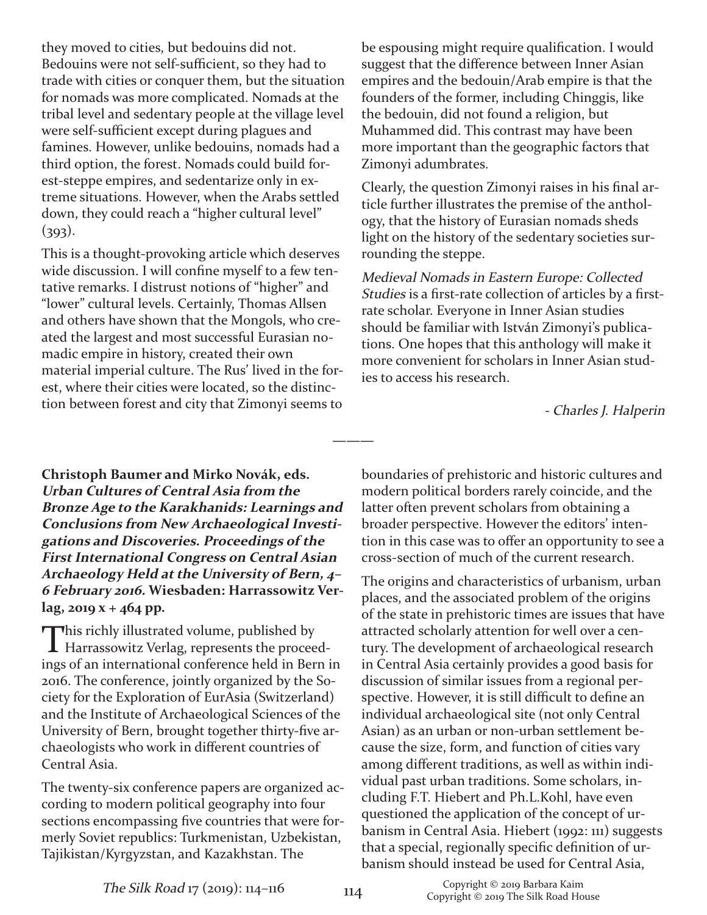they moved to cities, but bedouins did not. Bedouins were not self-sufficient, so they had to trade with cities or conquer them, but the situation for nomads was more complicated. Nomads at the tribal level and sedentary people at the village level were self-sufficient except during plagues and famines. However, unlike bedouins, nomads had a third option, the forest. Nomads could build forest-steppe empires, and sedentarize only in extreme situations. However, when the Arabs settled down, they could reach a "higher cultural level" (393).

This is a thought-provoking article which deserves wide discussion. I will confine myself to a few tentative remarks. I distrust notions of "higher" and "lower" cultural levels. Certainly, Thomas Allsen and others have shown that the Mongols, who created the largest and most successful Eurasian nomadic empire in history, created their own material imperial culture. The Rus' lived in the forest, where their cities were located, so the distinction between forest and city that Zimonyi seems to be espousing might require qualification. I would suggest that the difference between Inner Asian empires and the bedouin/Arab empire is that the founders of the former, including Chinggis, like the bedouin, did not found a religion, but Muhammed did. This contrast may have been more important than the geographic factors that Zimonyi adumbrates.

Clearly, the question Zimonyi raises in his final article further illustrates the premise of the anthology, that the history of Eurasian nomads sheds light on the history of the sedentary societies surrounding the steppe.

*Medieval Nomads in Eastern Europe: Collected Studies* is a first-rate collection of articles by a first-rate scholar. Everyone in Inner Asian studies should be familiar with István Zimonyi's publications. One hopes that this anthology will make it more convenient for scholars in Inner Asian studies to access his research.

*- Charles J. Halperin*

———

**Christoph Baumer and Mirko Novák, eds. *Urban Cultures of Central Asia from the Bronze Age to the Karakhanids: Learnings and Conclusions from New Archaeological Investigations and Discoveries. Proceedings of the First International Congress on Central Asian Archaeology Held at the University of Bern, 4–6 February 2016.* Wiesbaden: Harrassowitz Verlag, 2019 x + 464 pp.**

This richly illustrated volume, published by Harrassowitz Verlag, represents the proceedings of an international conference held in Bern in 2016. The conference, jointly organized by the Society for the Exploration of EurAsia (Switzerland) and the Institute of Archaeological Sciences of the University of Bern, brought together thirty-five archaeologists who work in different countries of Central Asia.

The twenty-six conference papers are organized according to modern political geography into four sections encompassing five countries that were formerly Soviet republics: Turkmenistan, Uzbekistan, Tajikistan/Kyrgyzstan, and Kazakhstan. The boundaries of prehistoric and historic cultures and modern political borders rarely coincide, and the latter often prevent scholars from obtaining a broader perspective. However the editors' intention in this case was to offer an opportunity to see a cross-section of much of the current research.

The origins and characteristics of urbanism, urban places, and the associated problem of the origins of the state in prehistoric times are issues that have attracted scholarly attention for well over a century. The development of archaeological research in Central Asia certainly provides a good basis for discussion of similar issues from a regional perspective. However, it is still difficult to define an individual archaeological site (not only Central Asian) as an urban or non-urban settlement because the size, form, and function of cities vary among different traditions, as well as within individual past urban traditions. Some scholars, including F.T. Hiebert and Ph.L.Kohl, have even questioned the application of the concept of urbanism in Central Asia. Hiebert (1992: 111) suggests that a special, regionally specific definition of urbanism should instead be used for Central Asia,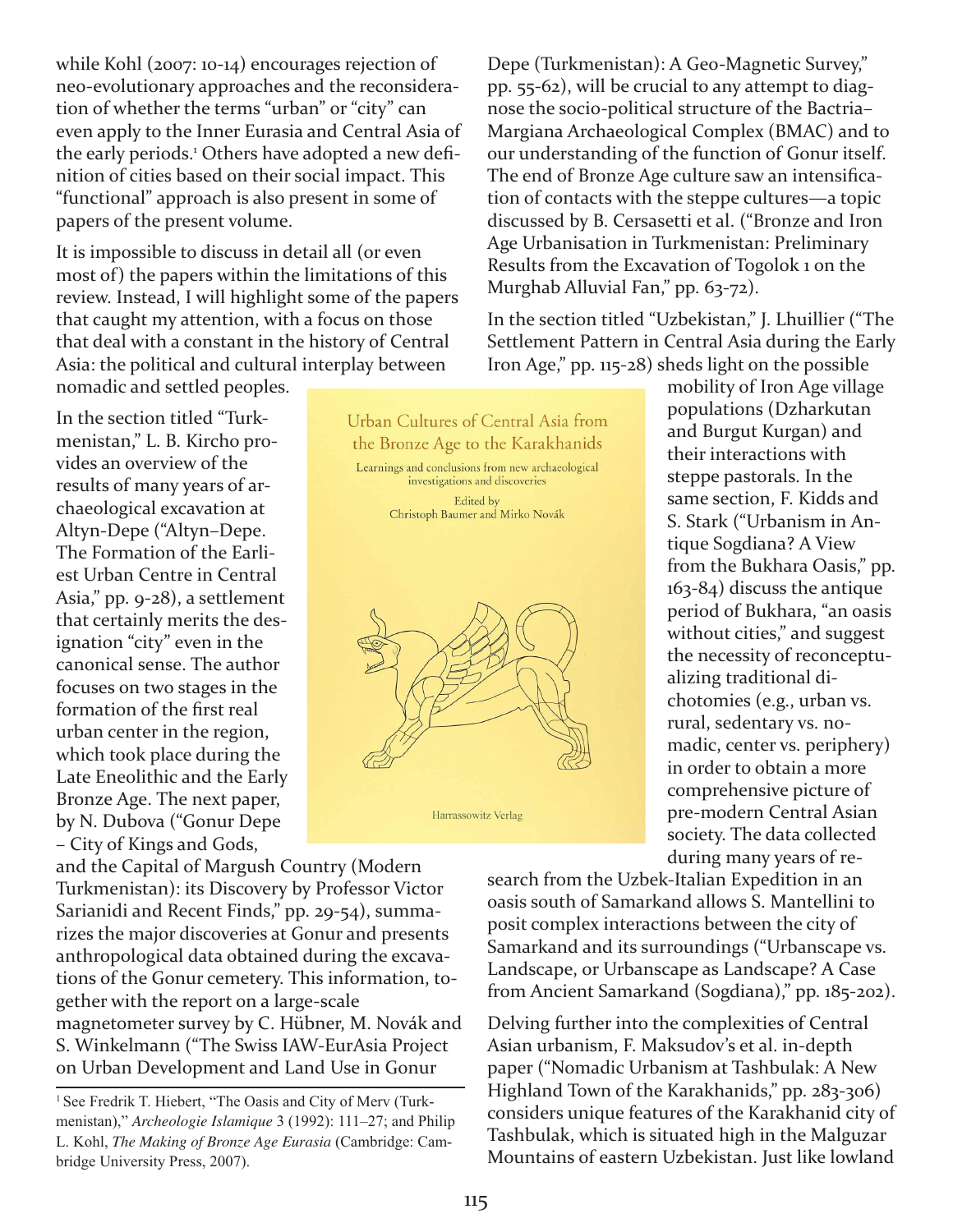while Kohl (2007: 10-14) encourages rejection of neo-evolutionary approaches and the reconsideration of whether the terms "urban" or "city" can even apply to the Inner Eurasia and Central Asia of the early periods.[1] Others have adopted a new definition of cities based on their social impact. This "functional" approach is also present in some of papers of the present volume.

It is impossible to discuss in detail all (or even most of) the papers within the limitations of this review. Instead, I will highlight some of the papers that caught my attention, with a focus on those that deal with a constant in the history of Central Asia: the political and cultural interplay between nomadic and settled peoples.

In the section titled "Turkmenistan," L. B. Kircho provides an overview of the results of many years of archaeological excavation at Altyn-Depe ("Altyn–Depe. The Formation of the Earliest Urban Centre in Central Asia," pp. 9-28), a settlement that certainly merits the designation "city" even in the canonical sense. The author focuses on two stages in the formation of the first real urban center in the region, which took place during the Late Eneolithic and the Early Bronze Age. The next paper, by N. Dubova ("Gonur Depe – City of Kings and Gods, and the Capital of Margush Country (Modern Turkmenistan): its Discovery by Professor Victor Sarianidi and Recent Finds," pp. 29-54), summarizes the major discoveries at Gonur and presents anthropological data obtained during the excavations of the Gonur cemetery. This information, together with the report on a large-scale magnetometer survey by C. Hübner, M. Novák and S. Winkelmann ("The Swiss IAW-EurAsia Project on Urban Development and Land Use in Gonur Depe (Turkmenistan): A Geo-Magnetic Survey," pp. 55-62), will be crucial to any attempt to diagnose the socio-political structure of the Bactria–Margiana Archaeological Complex (BMAC) and to our understanding of the function of Gonur itself. The end of Bronze Age culture saw an intensification of contacts with the steppe cultures—a topic discussed by B. Cersasetti et al. ("Bronze and Iron Age Urbanisation in Turkmenistan: Preliminary Results from the Excavation of Togolok 1 on the Murghab Alluvial Fan," pp. 63-72).

Urban Cultures of Central Asia from the Bronze Age to the Karakhanids

Learnings and conclusions from new archaeological investigations and discoveries

Edited by Christoph Baumer and Mirko Novák

Harrassowitz Verlag

In the section titled "Uzbekistan," J. Lhuillier ("The Settlement Pattern in Central Asia during the Early Iron Age," pp. 115-28) sheds light on the possible mobility of Iron Age village populations (Dzharkutan and Burgut Kurgan) and their interactions with steppe pastorals. In the same section, F. Kidds and S. Stark ("Urbanism in Antique Sogdiana? A View from the Bukhara Oasis," pp. 163-84) discuss the antique period of Bukhara, "an oasis without cities," and suggest the necessity of reconceptualizing traditional dichotomies (e.g., urban vs. rural, sedentary vs. nomadic, center vs. periphery) in order to obtain a more comprehensive picture of pre-modern Central Asian society. The data collected during many years of research from the Uzbek-Italian Expedition in an oasis south of Samarkand allows S. Mantellini to posit complex interactions between the city of Samarkand and its surroundings ("Urbanscape vs. Landscape, or Urbanscape as Landscape? A Case from Ancient Samarkand (Sogdiana)," pp. 185-202).

Delving further into the complexities of Central Asian urbanism, F. Maksudov's et al. in-depth paper ("Nomadic Urbanism at Tashbulak: A New Highland Town of the Karakhanids," pp. 283-306) considers unique features of the Karakhanid city of Tashbulak, which is situated high in the Malguzar Mountains of eastern Uzbekistan. Just like lowland

[1] See Fredrik T. Hiebert, "The Oasis and City of Merv (Turkmenistan)," *Archeologie Islamique* 3 (1992): 111–27; and Philip L. Kohl, *The Making of Bronze Age Eurasia* (Cambridge: Cambridge University Press, 2007).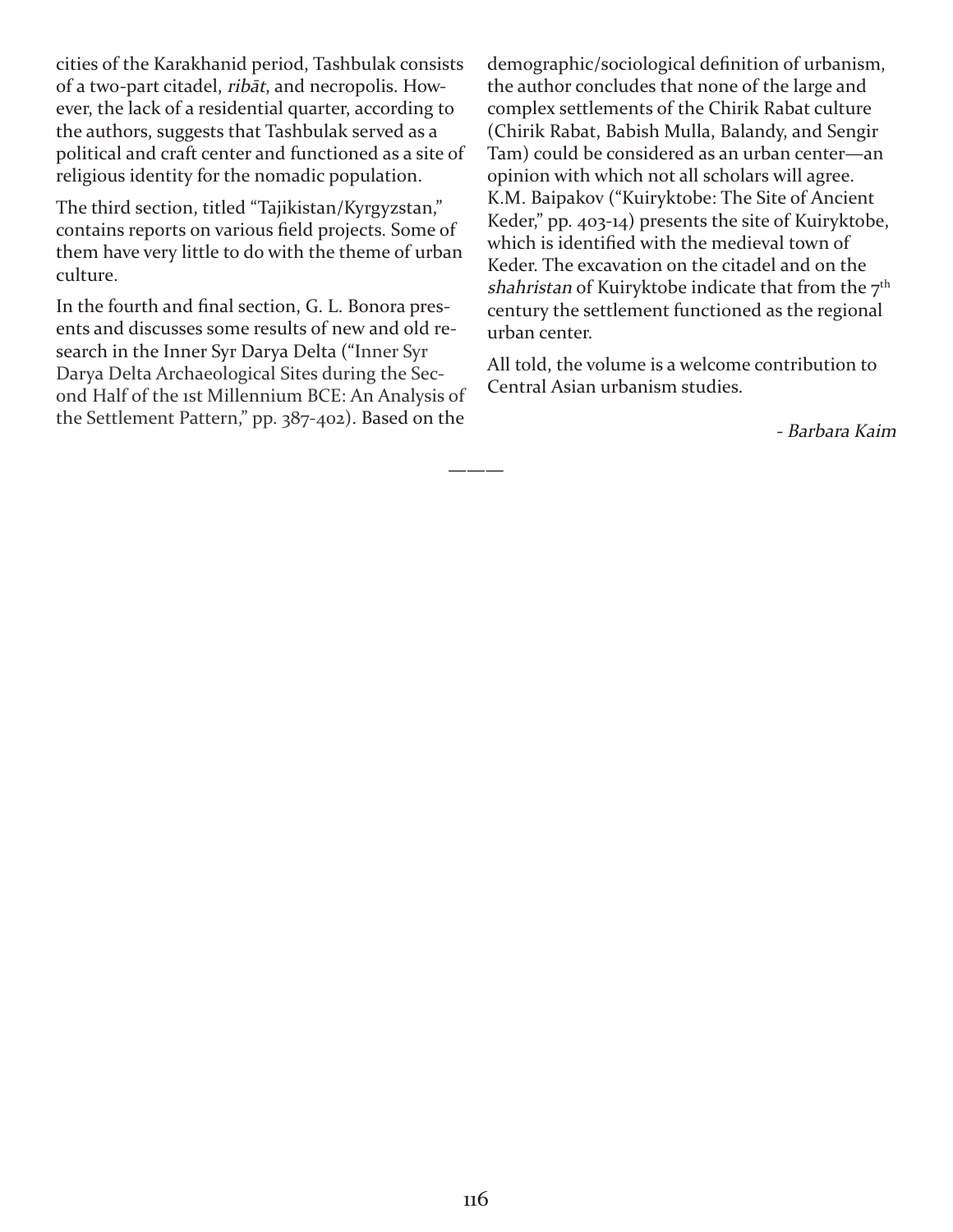cities of the Karakhanid period, Tashbulak consists of a two-part citadel, *ribāt*, and necropolis. However, the lack of a residential quarter, according to the authors, suggests that Tashbulak served as a political and craft center and functioned as a site of religious identity for the nomadic population.

The third section, titled "Tajikistan/Kyrgyzstan," contains reports on various field projects. Some of them have very little to do with the theme of urban culture.

In the fourth and final section, G. L. Bonora presents and discusses some results of new and old research in the Inner Syr Darya Delta ("Inner Syr Darya Delta Archaeological Sites during the Second Half of the 1st Millennium BCE: An Analysis of the Settlement Pattern," pp. 387-402). Based on the demographic/sociological definition of urbanism, the author concludes that none of the large and complex settlements of the Chirik Rabat culture (Chirik Rabat, Babish Mulla, Balandy, and Sengir Tam) could be considered as an urban center—an opinion with which not all scholars will agree. K.M. Baipakov ("Kuiryktobe: The Site of Ancient Keder," pp. 403-14) presents the site of Kuiryktobe, which is identified with the medieval town of Keder. The excavation on the citadel and on the *shahristan* of Kuiryktobe indicate that from the 7th century the settlement functioned as the regional urban center.

All told, the volume is a welcome contribution to Central Asian urbanism studies.

- *Barbara Kaim*

———